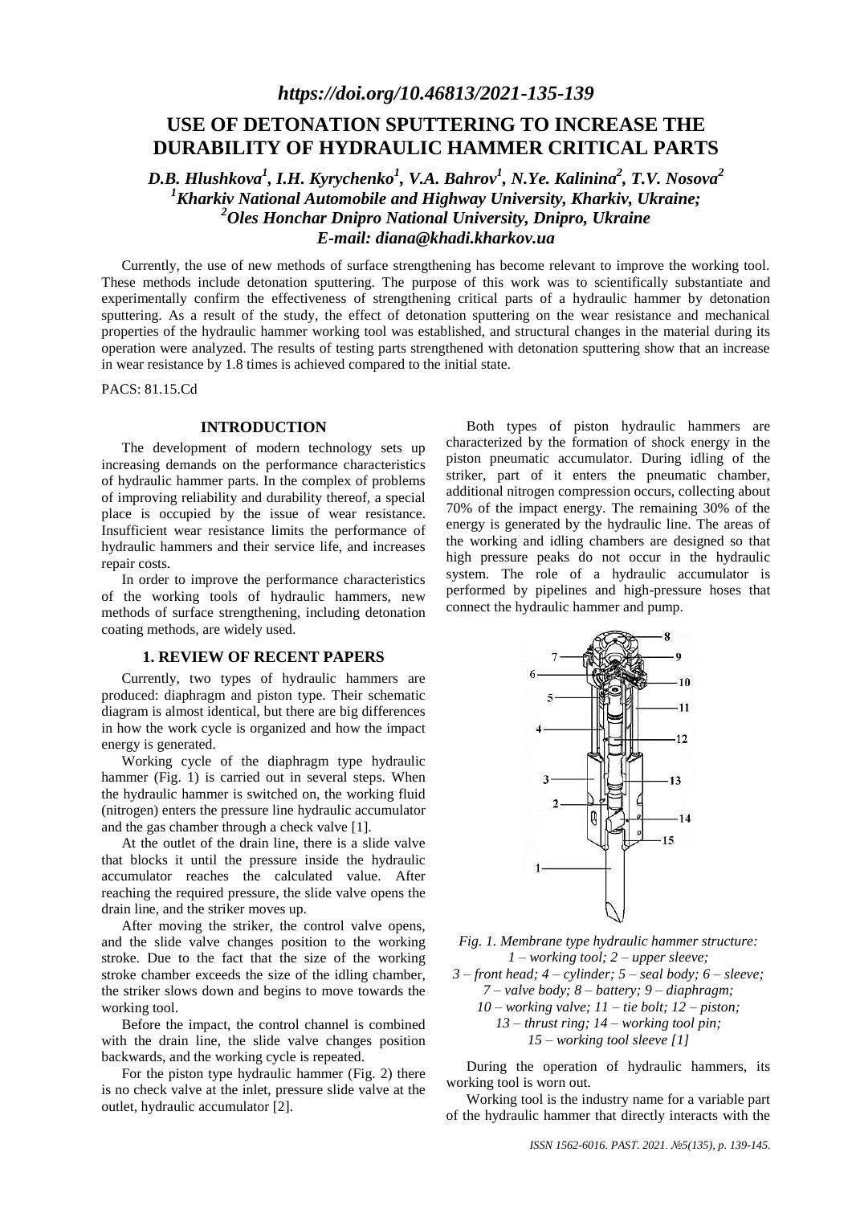*https://doi.org/10.46813/2021-135-139*

# USE OF DETONATION SPUTTERING TO INCREASE THE DURABILITY OF HYDRAULIC HAMMER CRITICAL PARTS

***D.B. Hlushkova[1], I.H. Kyrychenko[1], V.A. Bahrov[1], N.Ye. Kalinina[2], T.V. Nosova[2]***
***[1]Kharkiv National Automobile and Highway University, Kharkiv, Ukraine;***
***[2]Oles Honchar Dnipro National University, Dnipro, Ukraine***
***E-mail: diana@khadi.kharkov.ua***

Currently, the use of new methods of surface strengthening has become relevant to improve the working tool. These methods include detonation sputtering. The purpose of this work was to scientifically substantiate and experimentally confirm the effectiveness of strengthening critical parts of a hydraulic hammer by detonation sputtering. As a result of the study, the effect of detonation sputtering on the wear resistance and mechanical properties of the hydraulic hammer working tool was established, and structural changes in the material during its operation were analyzed. The results of testing parts strengthened with detonation sputtering show that an increase in wear resistance by 1.8 times is achieved compared to the initial state.

PACS: 81.15.Cd

## INTRODUCTION

The development of modern technology sets up increasing demands on the performance characteristics of hydraulic hammer parts. In the complex of problems of improving reliability and durability thereof, a special place is occupied by the issue of wear resistance. Insufficient wear resistance limits the performance of hydraulic hammers and their service life, and increases repair costs.

In order to improve the performance characteristics of the working tools of hydraulic hammers, new methods of surface strengthening, including detonation coating methods, are widely used.

## 1. REVIEW OF RECENT PAPERS

Currently, two types of hydraulic hammers are produced: diaphragm and piston type. Their schematic diagram is almost identical, but there are big differences in how the work cycle is organized and how the impact energy is generated.

Working cycle of the diaphragm type hydraulic hammer (Fig. 1) is carried out in several steps. When the hydraulic hammer is switched on, the working fluid (nitrogen) enters the pressure line hydraulic accumulator and the gas chamber through a check valve [1].

At the outlet of the drain line, there is a slide valve that blocks it until the pressure inside the hydraulic accumulator reaches the calculated value. After reaching the required pressure, the slide valve opens the drain line, and the striker moves up.

After moving the striker, the control valve opens, and the slide valve changes position to the working stroke. Due to the fact that the size of the working stroke chamber exceeds the size of the idling chamber, the striker slows down and begins to move towards the working tool.

Before the impact, the control channel is combined with the drain line, the slide valve changes position backwards, and the working cycle is repeated.

For the piston type hydraulic hammer (Fig. 2) there is no check valve at the inlet, pressure slide valve at the outlet, hydraulic accumulator [2].

Both types of piston hydraulic hammers are characterized by the formation of shock energy in the piston pneumatic accumulator. During idling of the striker, part of it enters the pneumatic chamber, additional nitrogen compression occurs, collecting about 70% of the impact energy. The remaining 30% of the energy is generated by the hydraulic line. The areas of the working and idling chambers are designed so that high pressure peaks do not occur in the hydraulic system. The role of a hydraulic accumulator is performed by pipelines and high-pressure hoses that connect the hydraulic hammer and pump.

*Fig. 1. Membrane type hydraulic hammer structure: 1 – working tool; 2 – upper sleeve; 3 – front head; 4 – cylinder; 5 – seal body; 6 – sleeve; 7 – valve body; 8 – battery; 9 – diaphragm; 10 – working valve; 11 – tie bolt; 12 – piston; 13 – thrust ring; 14 – working tool pin; 15 – working tool sleeve [1]*

During the operation of hydraulic hammers, its working tool is worn out.

Working tool is the industry name for a variable part of the hydraulic hammer that directly interacts with the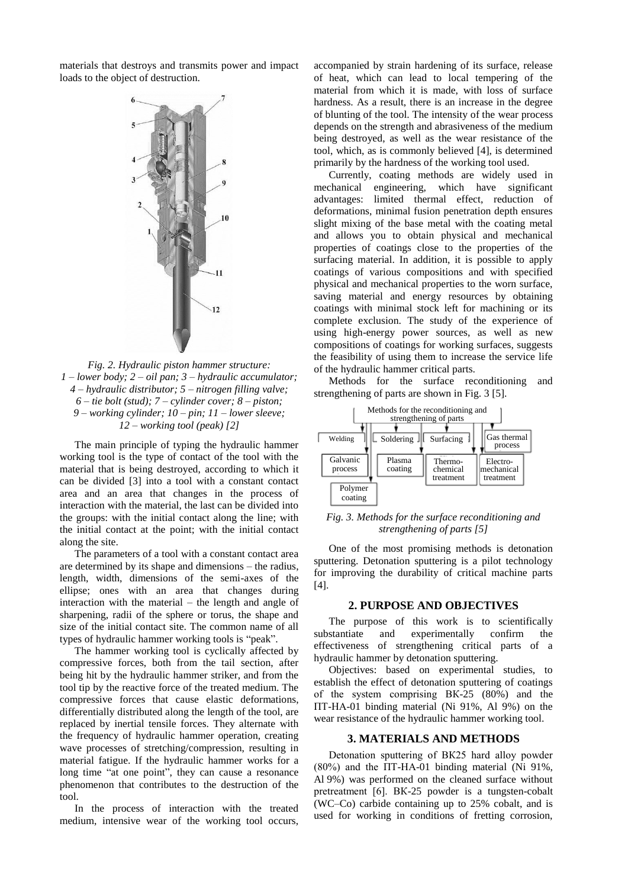materials that destroys and transmits power and impact loads to the object of destruction.

*Fig. 2. Hydraulic piston hammer structure:*
*1 – lower body; 2 – oil pan; 3 – hydraulic accumulator; 4 – hydraulic distributor; 5 – nitrogen filling valve; 6 – tie bolt (stud); 7 – cylinder cover; 8 – piston; 9 – working cylinder; 10 – pin; 11 – lower sleeve; 12 – working tool (peak) [2]*

The main principle of typing the hydraulic hammer working tool is the type of contact of the tool with the material that is being destroyed, according to which it can be divided [3] into a tool with a constant contact area and an area that changes in the process of interaction with the material, the last can be divided into the groups: with the initial contact along the line; with the initial contact at the point; with the initial contact along the site.

The parameters of a tool with a constant contact area are determined by its shape and dimensions – the radius, length, width, dimensions of the semi-axes of the ellipse; ones with an area that changes during interaction with the material – the length and angle of sharpening, radii of the sphere or torus, the shape and size of the initial contact site. The common name of all types of hydraulic hammer working tools is "peak".

The hammer working tool is cyclically affected by compressive forces, both from the tail section, after being hit by the hydraulic hammer striker, and from the tool tip by the reactive force of the treated medium. The compressive forces that cause elastic deformations, differentially distributed along the length of the tool, are replaced by inertial tensile forces. They alternate with the frequency of hydraulic hammer operation, creating wave processes of stretching/compression, resulting in material fatigue. If the hydraulic hammer works for a long time "at one point", they can cause a resonance phenomenon that contributes to the destruction of the tool.

In the process of interaction with the treated medium, intensive wear of the working tool occurs, accompanied by strain hardening of its surface, release of heat, which can lead to local tempering of the material from which it is made, with loss of surface hardness. As a result, there is an increase in the degree of blunting of the tool. The intensity of the wear process depends on the strength and abrasiveness of the medium being destroyed, as well as the wear resistance of the tool, which, as is commonly believed [4], is determined primarily by the hardness of the working tool used.

Currently, coating methods are widely used in mechanical engineering, which have significant advantages: limited thermal effect, reduction of deformations, minimal fusion penetration depth ensures slight mixing of the base metal with the coating metal and allows you to obtain physical and mechanical properties of coatings close to the properties of the surfacing material. In addition, it is possible to apply coatings of various compositions and with specified physical and mechanical properties to the worn surface, saving material and energy resources by obtaining coatings with minimal stock left for machining or its complete exclusion. The study of the experience of using high-energy power sources, as well as new compositions of coatings for working surfaces, suggests the feasibility of using them to increase the service life of the hydraulic hammer critical parts.

Methods for the surface reconditioning and strengthening of parts are shown in Fig. 3 [5].

Methods for the reconditioning and strengthening of parts

Welding | Soldering | Surfacing | Gas thermal process

Galvanic process | Plasma coating | Thermo-chemical treatment | Electro-mechanical treatment

Polymer coating

*Fig. 3. Methods for the surface reconditioning and strengthening of parts [5]*

One of the most promising methods is detonation sputtering. Detonation sputtering is a pilot technology for improving the durability of critical machine parts [4].

## 2. PURPOSE AND OBJECTIVES

The purpose of this work is to scientifically substantiate and experimentally confirm the effectiveness of strengthening critical parts of a hydraulic hammer by detonation sputtering.

Objectives: based on experimental studies, to establish the effect of detonation sputtering of coatings of the system comprising ВК-25 (80%) and the ПТ-НА-01 binding material (Ni 91%, Al 9%) on the wear resistance of the hydraulic hammer working tool.

## 3. MATERIALS AND METHODS

Detonation sputtering of ВК25 hard alloy powder (80%) and the ПТ-НА-01 binding material (Ni 91%, Al 9%) was performed on the cleaned surface without pretreatment [6]. ВК-25 powder is a tungsten-cobalt (WC–Co) carbide containing up to 25% cobalt, and is used for working in conditions of fretting corrosion,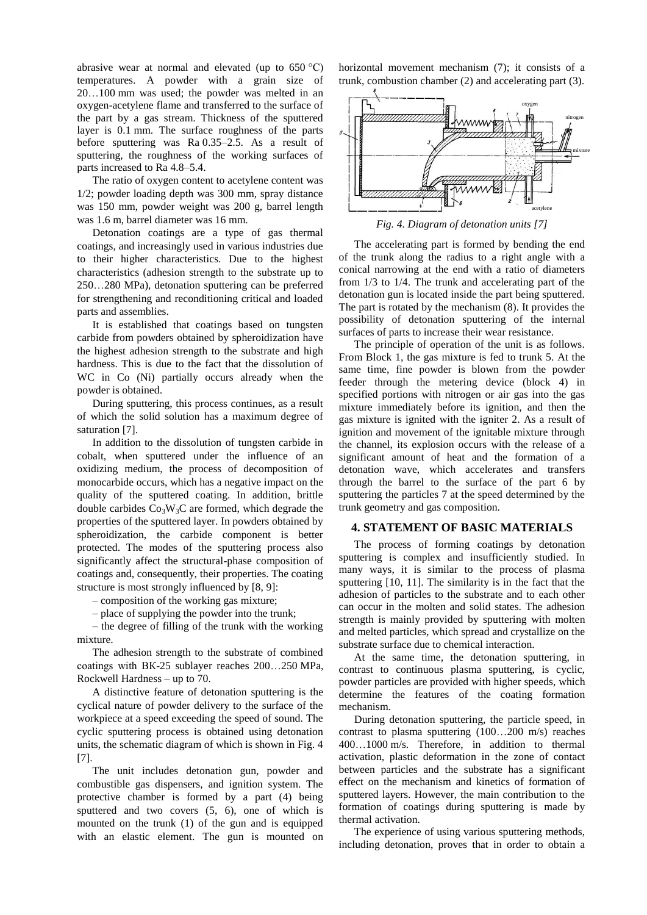abrasive wear at normal and elevated (up to 650 °C) temperatures. A powder with a grain size of 20…100 mm was used; the powder was melted in an oxygen-acetylene flame and transferred to the surface of the part by a gas stream. Thickness of the sputtered layer is 0.1 mm. The surface roughness of the parts before sputtering was Ra 0.35–2.5. As a result of sputtering, the roughness of the working surfaces of parts increased to Ra 4.8–5.4.

The ratio of oxygen content to acetylene content was 1/2; powder loading depth was 300 mm, spray distance was 150 mm, powder weight was 200 g, barrel length was 1.6 m, barrel diameter was 16 mm.

Detonation coatings are a type of gas thermal coatings, and increasingly used in various industries due to their higher characteristics. Due to the highest characteristics (adhesion strength to the substrate up to 250…280 MPa), detonation sputtering can be preferred for strengthening and reconditioning critical and loaded parts and assemblies.

It is established that coatings based on tungsten carbide from powders obtained by spheroidization have the highest adhesion strength to the substrate and high hardness. This is due to the fact that the dissolution of WC in Co (Ni) partially occurs already when the powder is obtained.

During sputtering, this process continues, as a result of which the solid solution has a maximum degree of saturation [7].

In addition to the dissolution of tungsten carbide in cobalt, when sputtered under the influence of an oxidizing medium, the process of decomposition of monocarbide occurs, which has a negative impact on the quality of the sputtered coating. In addition, brittle double carbides $Co_3W_3C$ are formed, which degrade the properties of the sputtered layer. In powders obtained by spheroidization, the carbide component is better protected. The modes of the sputtering process also significantly affect the structural-phase composition of coatings and, consequently, their properties. The coating structure is most strongly influenced by [8, 9]:

– composition of the working gas mixture;

– place of supplying the powder into the trunk;

– the degree of filling of the trunk with the working mixture.

The adhesion strength to the substrate of combined coatings with BK-25 sublayer reaches 200…250 MPa, Rockwell Hardness – up to 70.

A distinctive feature of detonation sputtering is the cyclical nature of powder delivery to the surface of the workpiece at a speed exceeding the speed of sound. The cyclic sputtering process is obtained using detonation units, the schematic diagram of which is shown in Fig. 4 [7].

The unit includes detonation gun, powder and combustible gas dispensers, and ignition system. The protective chamber is formed by a part (4) being sputtered and two covers (5, 6), one of which is mounted on the trunk (1) of the gun and is equipped with an elastic element. The gun is mounted on horizontal movement mechanism (7); it consists of a trunk, combustion chamber (2) and accelerating part (3).

*Fig. 4. Diagram of detonation units [7]*

The accelerating part is formed by bending the end of the trunk along the radius to a right angle with a conical narrowing at the end with a ratio of diameters from 1/3 to 1/4. The trunk and accelerating part of the detonation gun is located inside the part being sputtered. The part is rotated by the mechanism (8). It provides the possibility of detonation sputtering of the internal surfaces of parts to increase their wear resistance.

The principle of operation of the unit is as follows. From Block 1, the gas mixture is fed to trunk 5. At the same time, fine powder is blown from the powder feeder through the metering device (block 4) in specified portions with nitrogen or air gas into the gas mixture immediately before its ignition, and then the gas mixture is ignited with the igniter 2. As a result of ignition and movement of the ignitable mixture through the channel, its explosion occurs with the release of a significant amount of heat and the formation of a detonation wave, which accelerates and transfers through the barrel to the surface of the part 6 by sputtering the particles 7 at the speed determined by the trunk geometry and gas composition.

## 4. STATEMENT OF BASIC MATERIALS

The process of forming coatings by detonation sputtering is complex and insufficiently studied. In many ways, it is similar to the process of plasma sputtering [10, 11]. The similarity is in the fact that the adhesion of particles to the substrate and to each other can occur in the molten and solid states. The adhesion strength is mainly provided by sputtering with molten and melted particles, which spread and crystallize on the substrate surface due to chemical interaction.

At the same time, the detonation sputtering, in contrast to continuous plasma sputtering, is cyclic, powder particles are provided with higher speeds, which determine the features of the coating formation mechanism.

During detonation sputtering, the particle speed, in contrast to plasma sputtering (100…200 m/s) reaches 400…1000 m/s. Therefore, in addition to thermal activation, plastic deformation in the zone of contact between particles and the substrate has a significant effect on the mechanism and kinetics of formation of sputtered layers. However, the main contribution to the formation of coatings during sputtering is made by thermal activation.

The experience of using various sputtering methods, including detonation, proves that in order to obtain a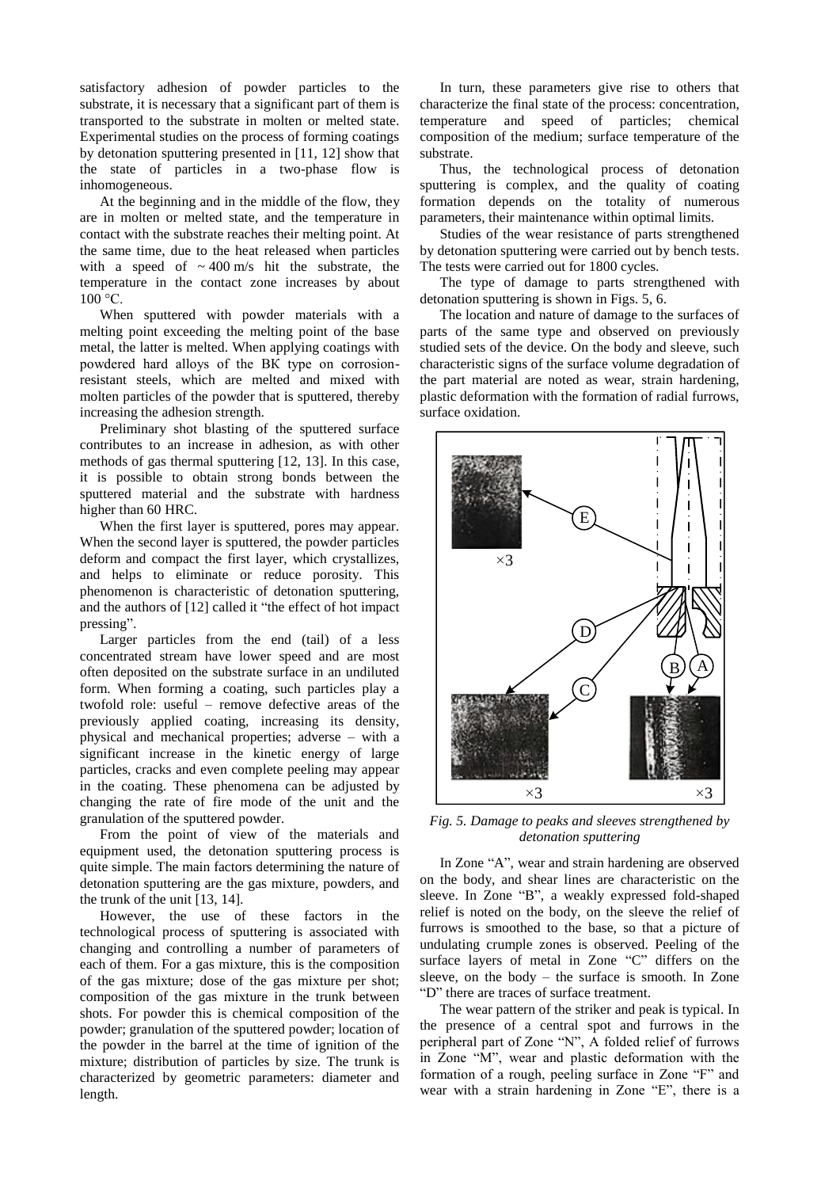satisfactory adhesion of powder particles to the substrate, it is necessary that a significant part of them is transported to the substrate in molten or melted state. Experimental studies on the process of forming coatings by detonation sputtering presented in [11, 12] show that the state of particles in a two-phase flow is inhomogeneous.

At the beginning and in the middle of the flow, they are in molten or melted state, and the temperature in contact with the substrate reaches their melting point. At the same time, due to the heat released when particles with a speed of ~ 400 m/s hit the substrate, the temperature in the contact zone increases by about 100 °C.

When sputtered with powder materials with a melting point exceeding the melting point of the base metal, the latter is melted. When applying coatings with powdered hard alloys of the ВК type on corrosion-resistant steels, which are melted and mixed with molten particles of the powder that is sputtered, thereby increasing the adhesion strength.

Preliminary shot blasting of the sputtered surface contributes to an increase in adhesion, as with other methods of gas thermal sputtering [12, 13]. In this case, it is possible to obtain strong bonds between the sputtered material and the substrate with hardness higher than 60 HRC.

When the first layer is sputtered, pores may appear. When the second layer is sputtered, the powder particles deform and compact the first layer, which crystallizes, and helps to eliminate or reduce porosity. This phenomenon is characteristic of detonation sputtering, and the authors of [12] called it "the effect of hot impact pressing".

Larger particles from the end (tail) of a less concentrated stream have lower speed and are most often deposited on the substrate surface in an undiluted form. When forming a coating, such particles play a twofold role: useful – remove defective areas of the previously applied coating, increasing its density, physical and mechanical properties; adverse – with a significant increase in the kinetic energy of large particles, cracks and even complete peeling may appear in the coating. These phenomena can be adjusted by changing the rate of fire mode of the unit and the granulation of the sputtered powder.

From the point of view of the materials and equipment used, the detonation sputtering process is quite simple. The main factors determining the nature of detonation sputtering are the gas mixture, powders, and the trunk of the unit [13, 14].

However, the use of these factors in the technological process of sputtering is associated with changing and controlling a number of parameters of each of them. For a gas mixture, this is the composition of the gas mixture; dose of the gas mixture per shot; composition of the gas mixture in the trunk between shots. For powder this is chemical composition of the powder; granulation of the sputtered powder; location of the powder in the barrel at the time of ignition of the mixture; distribution of particles by size. The trunk is characterized by geometric parameters: diameter and length.

In turn, these parameters give rise to others that characterize the final state of the process: concentration, temperature and speed of particles; chemical composition of the medium; surface temperature of the substrate.

Thus, the technological process of detonation sputtering is complex, and the quality of coating formation depends on the totality of numerous parameters, their maintenance within optimal limits.

Studies of the wear resistance of parts strengthened by detonation sputtering were carried out by bench tests. The tests were carried out for 1800 cycles.

The type of damage to parts strengthened with detonation sputtering is shown in Figs. 5, 6.

The location and nature of damage to the surfaces of parts of the same type and observed on previously studied sets of the device. On the body and sleeve, such characteristic signs of the surface volume degradation of the part material are noted as wear, strain hardening, plastic deformation with the formation of radial furrows, surface oxidation.

*Fig. 5. Damage to peaks and sleeves strengthened by detonation sputtering*

In Zone "A", wear and strain hardening are observed on the body, and shear lines are characteristic on the sleeve. In Zone "B", a weakly expressed fold-shaped relief is noted on the body, on the sleeve the relief of furrows is smoothed to the base, so that a picture of undulating crumple zones is observed. Peeling of the surface layers of metal in Zone "C" differs on the sleeve, on the body – the surface is smooth. In Zone "D" there are traces of surface treatment.

The wear pattern of the striker and peak is typical. In the presence of a central spot and furrows in the peripheral part of Zone "N", A folded relief of furrows in Zone "M", wear and plastic deformation with the formation of a rough, peeling surface in Zone "F" and wear with a strain hardening in Zone "E", there is a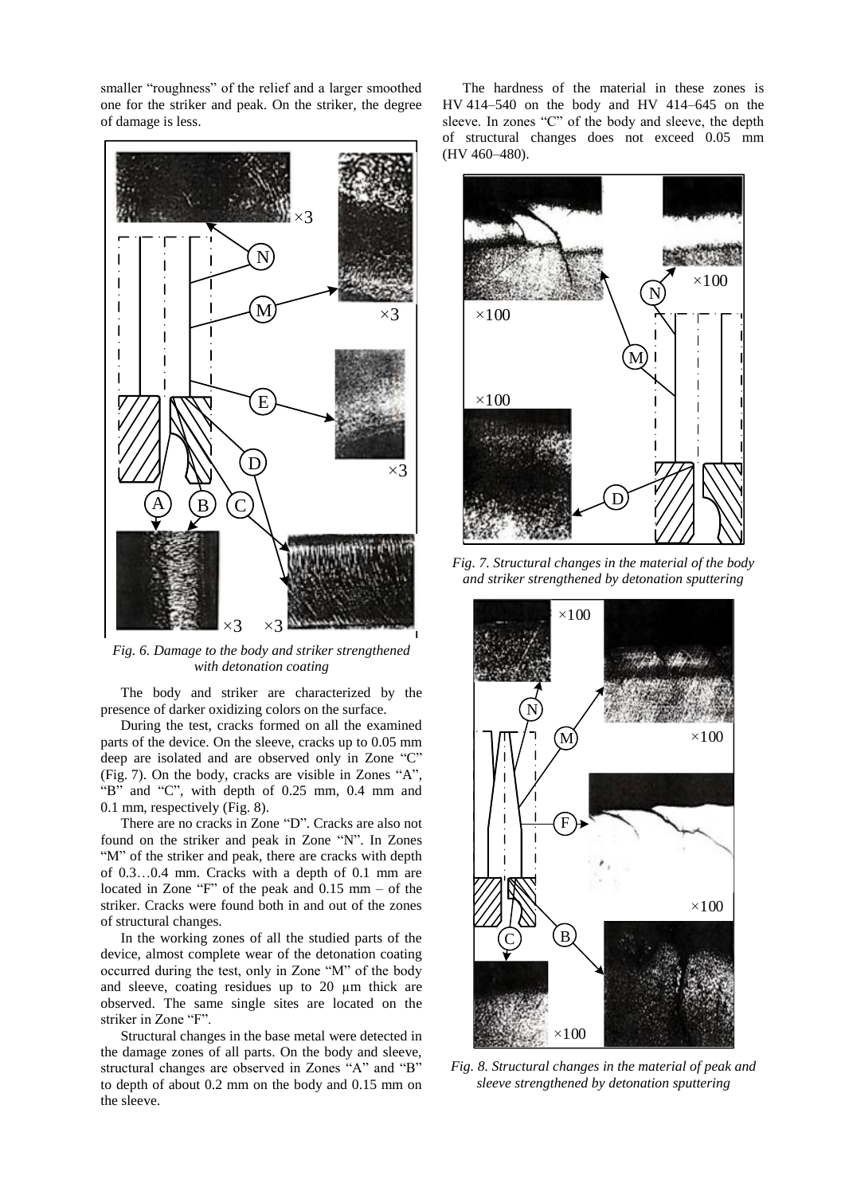smaller "roughness" of the relief and a larger smoothed one for the striker and peak. On the striker, the degree of damage is less.

*Fig. 6. Damage to the body and striker strengthened with detonation coating*

The body and striker are characterized by the presence of darker oxidizing colors on the surface.

During the test, cracks formed on all the examined parts of the device. On the sleeve, cracks up to 0.05 mm deep are isolated and are observed only in Zone "C" (Fig. 7). On the body, cracks are visible in Zones "A", "B" and "C", with depth of 0.25 mm, 0.4 mm and 0.1 mm, respectively (Fig. 8).

There are no cracks in Zone "D". Cracks are also not found on the striker and peak in Zone "N". In Zones "M" of the striker and peak, there are cracks with depth of 0.3…0.4 mm. Cracks with a depth of 0.1 mm are located in Zone "F" of the peak and 0.15 mm – of the striker. Cracks were found both in and out of the zones of structural changes.

In the working zones of all the studied parts of the device, almost complete wear of the detonation coating occurred during the test, only in Zone "M" of the body and sleeve, coating residues up to 20 μm thick are observed. The same single sites are located on the striker in Zone "F".

Structural changes in the base metal were detected in the damage zones of all parts. On the body and sleeve, structural changes are observed in Zones "A" and "B" to depth of about 0.2 mm on the body and 0.15 mm on the sleeve.

The hardness of the material in these zones is HV 414–540 on the body and HV 414–645 on the sleeve. In zones "C" of the body and sleeve, the depth of structural changes does not exceed 0.05 mm (HV 460–480).

*Fig. 7. Structural changes in the material of the body and striker strengthened by detonation sputtering*

*Fig. 8. Structural changes in the material of peak and sleeve strengthened by detonation sputtering*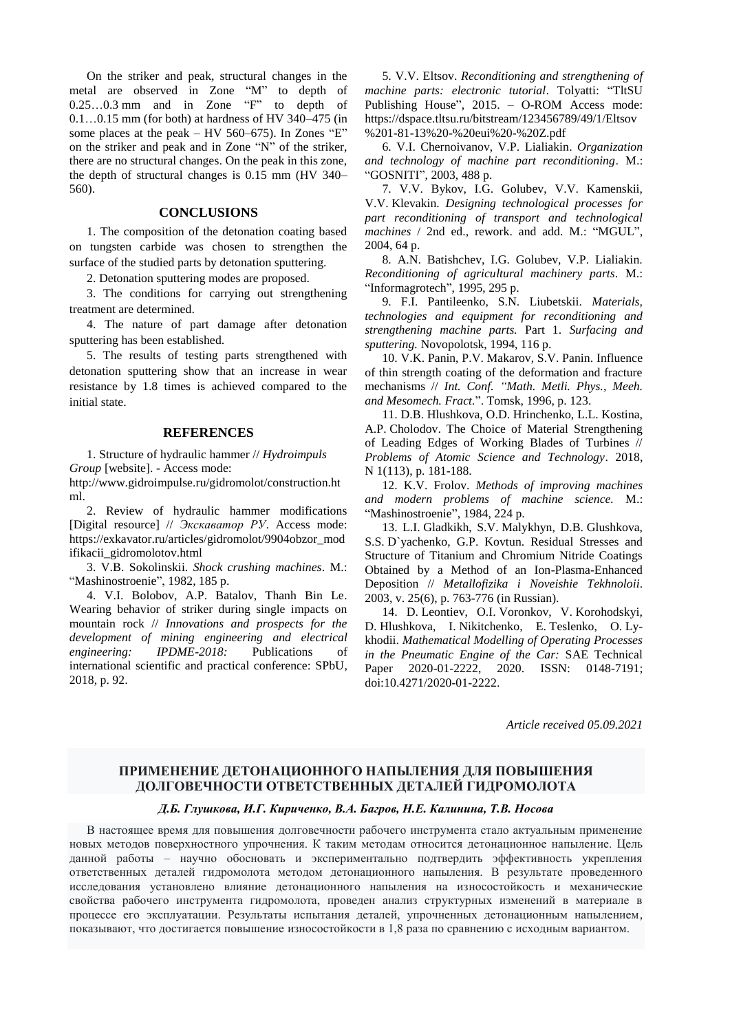On the striker and peak, structural changes in the metal are observed in Zone "M" to depth of 0.25…0.3 mm and in Zone "F" to depth of 0.1…0.15 mm (for both) at hardness of HV 340–475 (in some places at the peak – HV 560–675). In Zones "E" on the striker and peak and in Zone "N" of the striker, there are no structural changes. On the peak in this zone, the depth of structural changes is 0.15 mm (HV 340–560).

## CONCLUSIONS

1. The composition of the detonation coating based on tungsten carbide was chosen to strengthen the surface of the studied parts by detonation sputtering.

2. Detonation sputtering modes are proposed.

3. The conditions for carrying out strengthening treatment are determined.

4. The nature of part damage after detonation sputtering has been established.

5. The results of testing parts strengthened with detonation sputtering show that an increase in wear resistance by 1.8 times is achieved compared to the initial state.

## REFERENCES

1. Structure of hydraulic hammer // *Hydroimpuls Group* [website]. - Access mode: http://www.gidroimpulse.ru/gidromolot/construction.html.

2. Review of hydraulic hammer modifications [Digital resource] // *Экскаватор РУ*. Access mode: https://exkavator.ru/articles/gidromolot/9904obzor_modifikacii_gidromolotov.html

3. V.B. Sokolinskii. *Shock crushing machines*. M.: "Mashinostroenie", 1982, 185 p.

4. V.I. Bolobov, A.P. Batalov, Thanh Bin Le. Wearing behavior of striker during single impacts on mountain rock // *Innovations and prospects for the development of mining engineering and electrical engineering: IPDME-2018:* Publications of international scientific and practical conference: SPbU, 2018, p. 92.

5. V.V. Eltsov. *Reconditioning and strengthening of machine parts: electronic tutorial*. Tolyatti: "TltSU Publishing House", 2015. – O-ROM Access mode: https://dspace.tltsu.ru/bitstream/123456789/49/1/Eltsov%201-81-13%20-%20eui%20-%20Z.pdf

6. V.I. Chernoivanov, V.P. Lialiakin. *Organization and technology of machine part reconditioning*. M.: "GOSNITI", 2003, 488 p.

7. V.V. Bykov, I.G. Golubev, V.V. Kamenskii, V.V. Klevakin. *Designing technological processes for part reconditioning of transport and technological machines* / 2nd ed., rework. and add. M.: "MGUL", 2004, 64 p.

8. A.N. Batishchev, I.G. Golubev, V.P. Lialiakin. *Reconditioning of agricultural machinery parts*. M.: "Informagrotech", 1995, 295 p.

9. F.I. Pantileenko, S.N. Liubetskii. *Materials, technologies and equipment for reconditioning and strengthening machine parts.* Part 1. *Surfacing and sputtering.* Novopolotsk, 1994, 116 p.

10. V.K. Panin, P.V. Makarov, S.V. Panin. Influence of thin strength coating of the deformation and fracture mechanisms // *Int. Conf. "Math. Metli. Phys., Meeh. and Mesomech. Fract*.". Tomsk, 1996, p. 123.

11. D.B. Hlushkova, O.D. Hrinchenko, L.L. Kostina, A.P. Cholodov. The Choice of Material Strengthening of Leading Edges of Working Blades of Turbines // *Problems of Atomic Science and Technology*. 2018, N 1(113), p. 181-188.

12. K.V. Frolov. *Methods of improving machines and modern problems of machine science.* M.: "Mashinostroenie", 1984, 224 p.

13. L.I. Gladkikh, S.V. Malykhyn, D.B. Glushkova, S.S. D`yachenko, G.P. Kovtun. Residual Stresses and Structure of Titanium and Chromium Nitride Coatings Obtained by a Method of an Ion-Plasma-Enhanced Deposition // *Metallofizika i Noveishie Tekhnoloii*. 2003, v. 25(6), p. 763-776 (in Russian).

14. D. Leontiev, O.I. Voronkov, V. Korohodskyi, D. Hlushkova, I. Nikitchenko, E. Teslenko, O. Lykhodii. *Mathematical Modelling of Operating Processes in the Pneumatic Engine of the Car:* SAE Technical Paper 2020-01-2222, 2020. ISSN: 0148-7191; doi:10.4271/2020-01-2222.

*Article received 05.09.2021*

## ПРИМЕНЕНИЕ ДЕТОНАЦИОННОГО НАПЫЛЕНИЯ ДЛЯ ПОВЫШЕНИЯ ДОЛГОВЕЧНОСТИ ОТВЕТСТВЕННЫХ ДЕТАЛЕЙ ГИДРОМОЛОТА

***Д.Б. Глушкова, И.Г. Кириченко, В.А. Багров, Н.Е. Калинина, Т.В. Носова***

В настоящее время для повышения долговечности рабочего инструмента стало актуальным применение новых методов поверхностного упрочнения. К таким методам относится детонационное напыление. Цель данной работы – научно обосновать и экспериментально подтвердить эффективность укрепления ответственных деталей гидромолота методом детонационного напыления. В результате проведенного исследования установлено влияние детонационного напыления на износостойкость и механические свойства рабочего инструмента гидромолота, проведен анализ структурных изменений в материале в процессе его эксплуатации. Результаты испытания деталей, упрочненных детонационным напылением, показывают, что достигается повышение износостойкости в 1,8 раза по сравнению с исходным вариантом.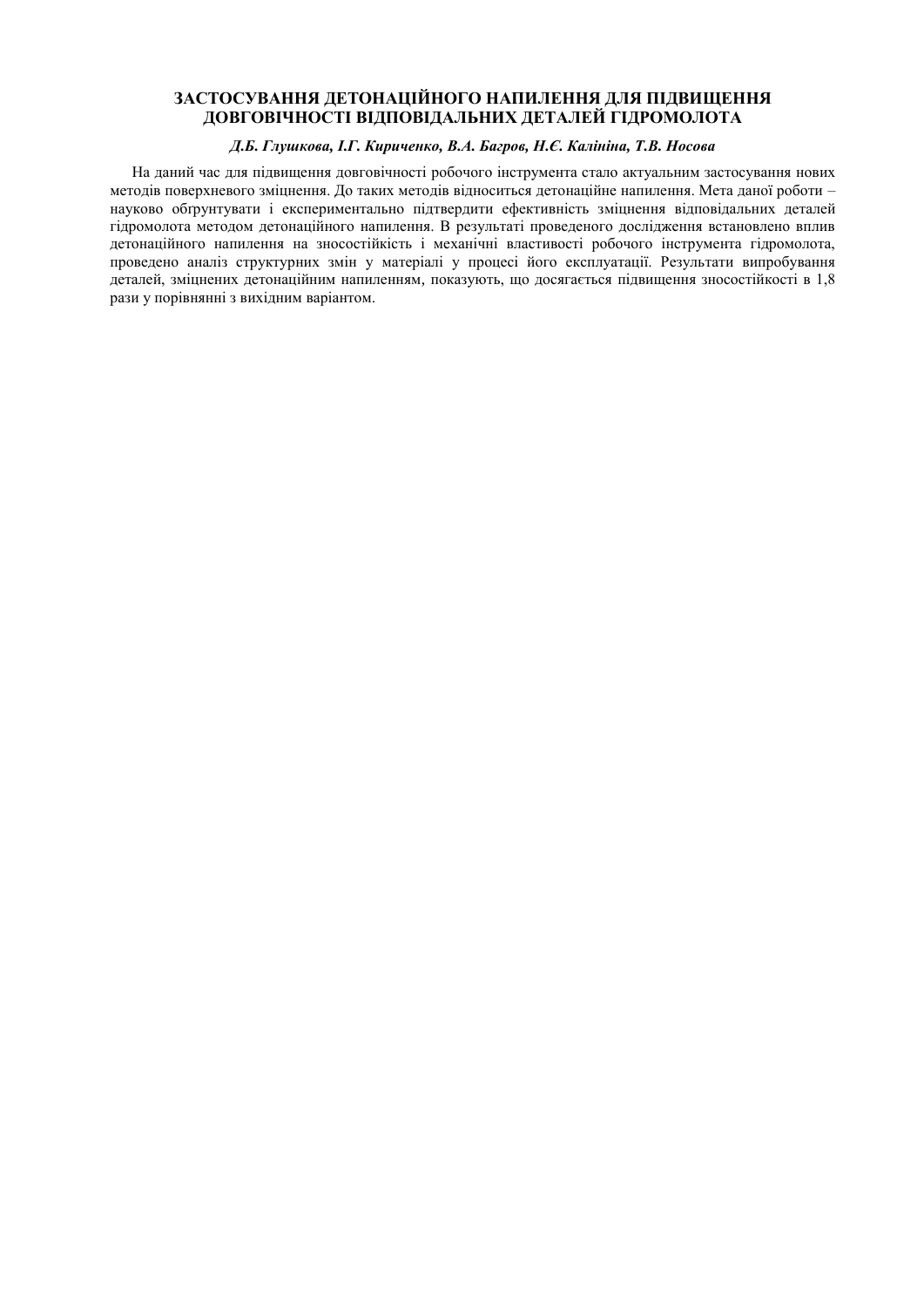## ЗАСТОСУВАННЯ ДЕТОНАЦІЙНОГО НАПИЛЕННЯ ДЛЯ ПІДВИЩЕННЯ ДОВГОВІЧНОСТІ ВІДПОВІДАЛЬНИХ ДЕТАЛЕЙ ГІДРОМОЛОТА

***Д.Б. Глушкова, І.Г. Кириченко, В.А. Багров, Н.Є. Калініна, Т.В. Носова***

На даний час для підвищення довговічності робочого інструмента стало актуальним застосування нових методів поверхневого зміцнення. До таких методів відноситься детонаційне напилення. Мета даної роботи – науково обгрунтувати і експериментально підтвердити ефективність зміцнення відповідальних деталей гідромолота методом детонаційного напилення. В результаті проведеного дослідження встановлено вплив детонаційного напилення на зносостійкість і механічні властивості робочого інструмента гідромолота, проведено аналіз структурних змін у матеріалі у процесі його експлуатації. Результати випробування деталей, зміцнених детонаційним напиленням, показують, що досягається підвищення зносостійкості в 1,8 рази у порівнянні з вихідним варіантом.